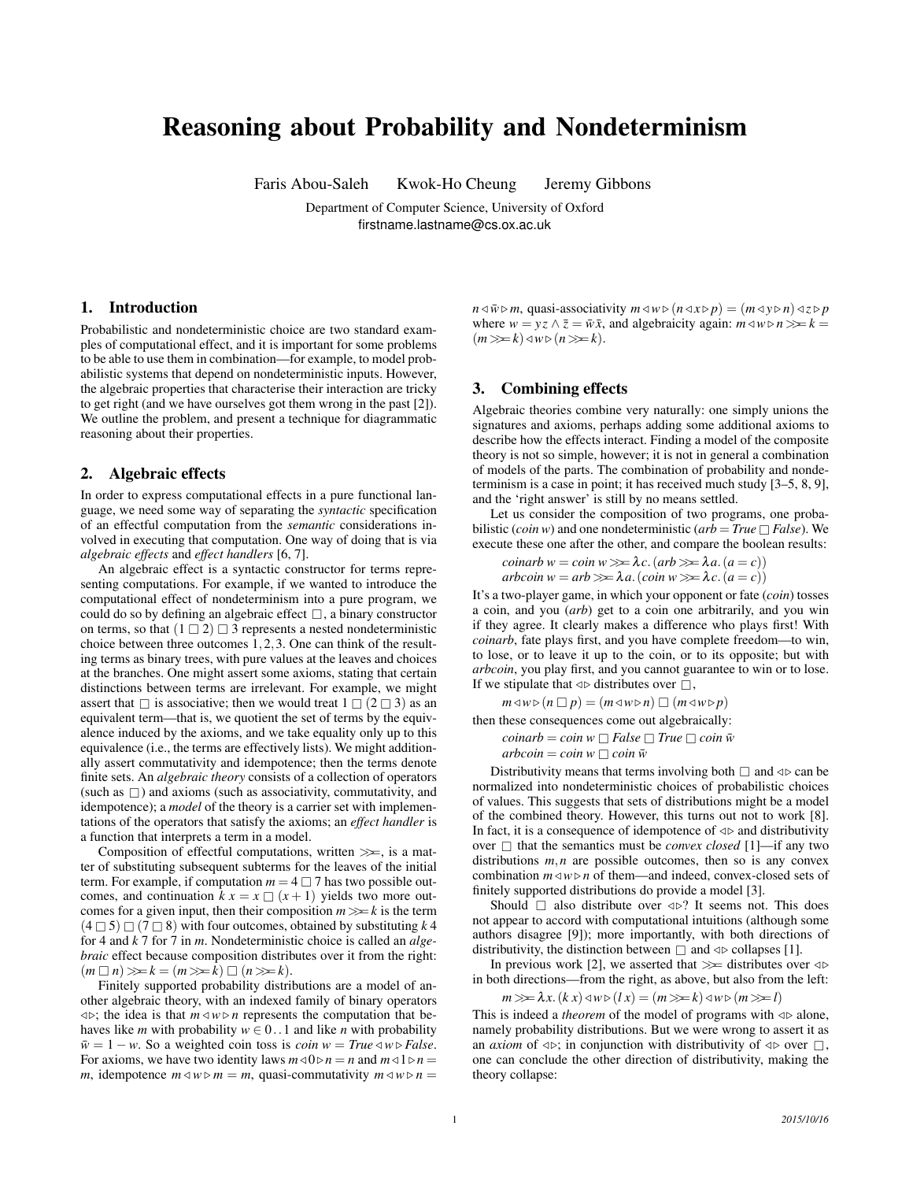# Reasoning about Probability and Nondeterminism

Faris Abou-Saleh Kwok-Ho Cheung Jeremy Gibbons

Department of Computer Science, University of Oxford
firstname.lastname@cs.ox.ac.uk

## 1. Introduction

Probabilistic and nondeterministic choice are two standard examples of computational effect, and it is important for some problems to be able to use them in combination—for example, to model probabilistic systems that depend on nondeterministic inputs. However, the algebraic properties that characterise their interaction are tricky to get right (and we have ourselves got them wrong in the past [2]). We outline the problem, and present a technique for diagrammatic reasoning about their properties.

## 2. Algebraic effects

In order to express computational effects in a pure functional language, we need some way of separating the *syntactic* specification of an effectful computation from the *semantic* considerations involved in executing that computation. One way of doing that is via *algebraic effects* and *effect handlers* [6, 7].

An algebraic effect is a syntactic constructor for terms representing computations. For example, if we wanted to introduce the computational effect of nondeterminism into a pure program, we could do so by defining an algebraic effect $\square$, a binary constructor on terms, so that $(1 \square 2) \square 3$ represents a nested nondeterministic choice between three outcomes $1, 2, 3$. One can think of the resulting terms as binary trees, with pure values at the leaves and choices at the branches. One might assert some axioms, stating that certain distinctions between terms are irrelevant. For example, we might assert that $\square$ is associative; then we would treat $1 \square (2 \square 3)$ as an equivalent term—that is, we quotient the set of terms by the equivalence induced by the axioms, and we take equality only up to this equivalence (i.e., the terms are effectively lists). We might additionally assert commutativity and idempotence; then the terms denote finite sets. An *algebraic theory* consists of a collection of operators (such as $\square$) and axioms (such as associativity, commutativity, and idempotence); a *model* of the theory is a carrier set with implementations of the operators that satisfy the axioms; an *effect handler* is a function that interprets a term in a model.

Composition of effectful computations, written $\gg\!=$, is a matter of substituting subsequent subterms for the leaves of the initial term. For example, if computation $m = 4 \square 7$ has two possible outcomes, and continuation $k\ x = x \square (x+1)$ yields two more outcomes for a given input, then their composition $m \gg\!= k$ is the term $(4 \square 5) \square (7 \square 8)$ with four outcomes, obtained by substituting $k\ 4$ for $4$ and $k\ 7$ for $7$ in $m$. Nondeterministic choice is called an *algebraic* effect because composition distributes over it from the right: $(m \square n) \gg\!= k = (m \gg\!= k) \square (n \gg\!= k)$.

Finitely supported probability distributions are a model of another algebraic theory, with an indexed family of binary operators $\lhd\rhd$; the idea is that $m \lhd w \rhd n$ represents the computation that behaves like $m$ with probability $w \in 0\,..\,1$ and like $n$ with probability $\bar{w} = 1 - w$. So a weighted coin toss is $coin\ w = True \lhd w \rhd False$. For axioms, we have two identity laws $m \lhd 0 \rhd n = n$ and $m \lhd 1 \rhd n = m$, idempotence $m \lhd w \rhd m = m$, quasi-commutativity $m \lhd w \rhd n = n \lhd \bar{w} \rhd m$, quasi-associativity $m \lhd w \rhd (n \lhd x \rhd p) = (m \lhd y \rhd n) \lhd z \rhd p$ where $w = yz \wedge \bar{z} = \bar{w}\bar{x}$, and algebraicity again: $m \lhd w \rhd n \gg\!= k = (m \gg\!= k) \lhd w \rhd (n \gg\!= k)$.

## 3. Combining effects

Algebraic theories combine very naturally: one simply unions the signatures and axioms, perhaps adding some additional axioms to describe how the effects interact. Finding a model of the composite theory is not so simple, however; it is not in general a combination of models of the parts. The combination of probability and nondeterminism is a case in point; it has received much study [3–5, 8, 9], and the 'right answer' is still by no means settled.

Let us consider the composition of two programs, one probabilistic ($coin\ w$) and one nondeterministic ($arb = True \square False$). We execute these one after the other, and compare the boolean results:

$$coinarb\ w = coin\ w \gg\!= \lambda c.\,(arb \gg\!= \lambda a.\,(a = c))$$
$$arbcoin\ w = arb \gg\!= \lambda a.\,(coin\ w \gg\!= \lambda c.\,(a = c))$$

It's a two-player game, in which your opponent or fate ($coin$) tosses a coin, and you ($arb$) get to a coin one arbitrarily, and you win if they agree. It clearly makes a difference who plays first! With *coinarb*, fate plays first, and you have complete freedom—to win, to lose, or to leave it up to the coin, or to its opposite; but with *arbcoin*, you play first, and you cannot guarantee to win or to lose. If we stipulate that $\lhd\rhd$ distributes over $\square$,

$$m \lhd w \rhd (n \square p) = (m \lhd w \rhd n) \square (m \lhd w \rhd p)$$

then these consequences come out algebraically:

$$coinarb = coin\ w \square False \square True \square coin\ \bar{w}$$
$$arbcoin = coin\ w \square coin\ \bar{w}$$

Distributivity means that terms involving both $\square$ and $\lhd\rhd$ can be normalized into nondeterministic choices of probabilistic choices of values. This suggests that sets of distributions might be a model of the combined theory. However, this turns out not to work [8]. In fact, it is a consequence of idempotence of $\lhd\rhd$ and distributivity over $\square$ that the semantics must be *convex closed* [1]—if any two distributions $m, n$ are possible outcomes, then so is any convex combination $m \lhd w \rhd n$ of them—and indeed, convex-closed sets of finitely supported distributions do provide a model [3].

Should $\square$ also distribute over $\lhd\rhd$? It seems not. This does not appear to accord with computational intuitions (although some authors disagree [9]); more importantly, with both directions of distributivity, the distinction between $\square$ and $\lhd\rhd$ collapses [1].

In previous work [2], we asserted that $\gg\!=$ distributes over $\lhd\rhd$ in both directions—from the right, as above, but also from the left:

$$m \gg\!= \lambda x.\,(k\ x) \lhd w \rhd (l\ x) = (m \gg\!= k) \lhd w \rhd (m \gg\!= l)$$

This is indeed a *theorem* of the model of programs with $\lhd\rhd$ alone, namely probability distributions. But we were wrong to assert it as an *axiom* of $\lhd\rhd$; in conjunction with distributivity of $\lhd\rhd$ over $\square$, one can conclude the other direction of distributivity, making the theory collapse: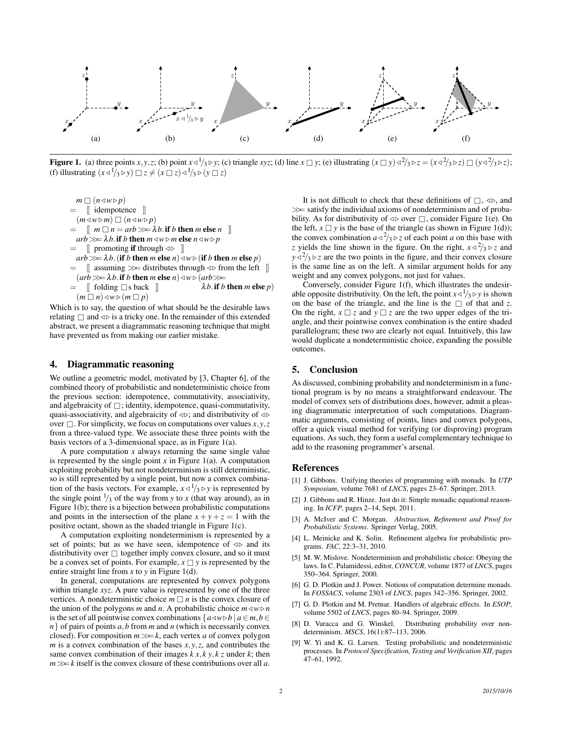(a) (b) (c) (d) (e) (f)

**Figure 1.** (a) three points $x,y,z$; (b) point $x \triangleleft {}^1\!/_3 \triangleright y$; (c) triangle $xyz$; (d) line $x \,\square\, y$; (e) illustrating $(x \,\square\, y) \triangleleft {}^2\!/_3 \triangleright z = (x \triangleleft {}^2\!/_3 \triangleright z) \,\square\, (y \triangleleft {}^2\!/_3 \triangleright z)$; (f) illustrating $(x \triangleleft {}^1\!/_3 \triangleright y) \,\square\, z \neq (x \,\square\, z) \triangleleft {}^1\!/_3 \triangleright (y \,\square\, z)$

$$
\begin{array}{ll}
& m \,\square\, (n \triangleleft w \triangleright p) \\
= & [\![ \text{ idempotence } ]\!] \\
& (m \triangleleft w \triangleright m) \,\square\, (n \triangleleft w \triangleright p) \\
= & [\![ \; m \,\square\, n = arb \gg\!= \lambda b.\,\textbf{if } b \textbf{ then } m \textbf{ else } n \; ]\!] \\
& arb \gg\!= \lambda b.\,\textbf{if } b \textbf{ then } m \triangleleft w \triangleright m \textbf{ else } n \triangleleft w \triangleright p \\
= & [\![ \text{ promoting } \textbf{if} \text{ through } \triangleleft\triangleright \; ]\!] \\
& arb \gg\!= \lambda b.\,(\textbf{if } b \textbf{ then } m \textbf{ else } n) \triangleleft w \triangleright (\textbf{if } b \textbf{ then } m \textbf{ else } p) \\
= & [\![ \text{ assuming } \gg\!= \text{ distributes through } \triangleleft\triangleright \text{ from the left } ]\!] \\
& (arb \gg\!= \lambda b.\,\textbf{if } b \textbf{ then } m \textbf{ else } n) \triangleleft w \triangleright (arb \gg\!= \lambda b.\,\textbf{if } b \textbf{ then } m \textbf{ else } p) \\
= & [\![ \text{ folding } \square\text{s back } ]\!] \\
& (m \,\square\, n) \triangleleft w \triangleright (m \,\square\, p)
\end{array}
$$

Which is to say, the question of what should be the desirable laws relating $\square$ and $\triangleleft\triangleright$ is a tricky one. In the remainder of this extended abstract, we present a diagrammatic reasoning technique that might have prevented us from making our earlier mistake.

## 4. Diagrammatic reasoning

We outline a geometric model, motivated by [3, Chapter 6], of the combined theory of probabilistic and nondeterministic choice from the previous section: idempotence, commutativity, associativity, and algebraicity of $\square$; identity, idempotence, quasi-commutativity, quasi-associativity, and algebraicity of $\triangleleft\triangleright$; and distributivity of $\triangleleft\triangleright$ over $\square$. For simplicity, we focus on computations over values $x,y,z$ from a three-valued type. We associate these three points with the basis vectors of a 3-dimensional space, as in Figure 1(a).

A pure computation $x$ always returning the same single value is represented by the single point $x$ in Figure 1(a). A computation exploiting probability but not nondeterminism is still deterministic, so is still represented by a single point, but now a convex combination of the basis vectors. For example, $x \triangleleft {}^1\!/_3 \triangleright y$ is represented by the single point ${}^1\!/_3$ of the way from $y$ to $x$ (that way around), as in Figure 1(b); there is a bijection between probabilistic computations and points in the intersection of the plane $x+y+z=1$ with the positive octant, shown as the shaded triangle in Figure 1(c).

A computation exploiting nondeterminism is represented by a set of points; but as we have seen, idempotence of $\triangleleft\triangleright$ and its distributivity over $\square$ together imply convex closure, and so it must be a convex set of points. For example, $x \,\square\, y$ is represented by the entire straight line from $x$ to $y$ in Figure 1(d).

In general, computations are represented by convex polygons within triangle $xyz$. A pure value is represented by one of the three vertices. A nondeterministic choice $m \,\square\, n$ is the convex closure of the union of the polygons $m$ and $n$. A probabilistic choice $m \triangleleft w \triangleright n$ is the set of all pointwise convex combinations $\{ a \triangleleft w \triangleright b \mid a \in m, b \in n \}$ of pairs of points $a,b$ from $m$ and $n$ (which is necessarily convex closed). For composition $m \gg\!= k$, each vertex $a$ of convex polygon $m$ is a convex combination of the bases $x,y,z$, and contributes the same convex combination of their images $k\,x, k\,y, k\,z$ under $k$; then $m \gg\!= k$ itself is the convex closure of these contributions over all $a$.

It is not difficult to check that these definitions of $\square$, $\triangleleft\triangleright$, and $\gg\!=$ satisfy the individual axioms of nondeterminism and of probability. As for distributivity of $\triangleleft\triangleright$ over $\square$, consider Figure 1(e). On the left, $x \,\square\, y$ is the base of the triangle (as shown in Figure 1(d)); the convex combination $a \triangleleft {}^2\!/_3 \triangleright z$ of each point $a$ on this base with $z$ yields the line shown in the figure. On the right, $x \triangleleft {}^2\!/_3 \triangleright z$ and $y \triangleleft {}^2\!/_3 \triangleright z$ are the two points in the figure, and their convex closure is the same line as on the left. A similar argument holds for any weight and any convex polygons, not just for values.

Conversely, consider Figure 1(f), which illustrates the undesirable opposite distributivity. On the left, the point $x \triangleleft {}^1\!/_3 \triangleright y$ is shown on the base of the triangle, and the line is the $\square$ of that and $z$. On the right, $x \,\square\, z$ and $y \,\square\, z$ are the two upper edges of the triangle, and their pointwise convex combination is the entire shaded parallelogram; these two are clearly not equal. Intuitively, this law would duplicate a nondeterministic choice, expanding the possible outcomes.

## 5. Conclusion

As discussed, combining probability and nondeterminism in a functional program is by no means a straightforward endeavour. The model of convex sets of distributions does, however, admit a pleasing diagrammatic interpretation of such computations. Diagrammatic arguments, consisting of points, lines and convex polygons, offer a quick visual method for verifying (or disproving) program equations. As such, they form a useful complementary technique to add to the reasoning programmer's arsenal.

## References

[1] J. Gibbons. Unifying theories of programming with monads. In *UTP Symposium*, volume 7681 of *LNCS*, pages 23–67. Springer, 2013.

[2] J. Gibbons and R. Hinze. Just do it: Simple monadic equational reasoning. In *ICFP*, pages 2–14, Sept. 2011.

[3] A. McIver and C. Morgan. *Abstraction, Refinement and Proof for Probabilistic Systems*. Springer Verlag, 2005.

[4] L. Meinicke and K. Solin. Refinement algebra for probabilistic programs. *FAC*, 22:3–31, 2010.

[5] M. W. Mislove. Nondeterminism and probabilistic choice: Obeying the laws. In C. Palamidessi, editor, *CONCUR*, volume 1877 of *LNCS*, pages 350–364. Springer, 2000.

[6] G. D. Plotkin and J. Power. Notions of computation determine monads. In *FOSSACS*, volume 2303 of *LNCS*, pages 342–356. Springer, 2002.

[7] G. D. Plotkin and M. Pretnar. Handlers of algebraic effects. In *ESOP*, volume 5502 of *LNCS*, pages 80–94. Springer, 2009.

[8] D. Varacca and G. Winskel. Distributing probability over nondeterminism. *MSCS*, 16(1):87–113, 2006.

[9] W. Yi and K. G. Larsen. Testing probabilistic and nondeterministic processes. In *Protocol Specification, Testing and Verification XII*, pages 47–61, 1992.